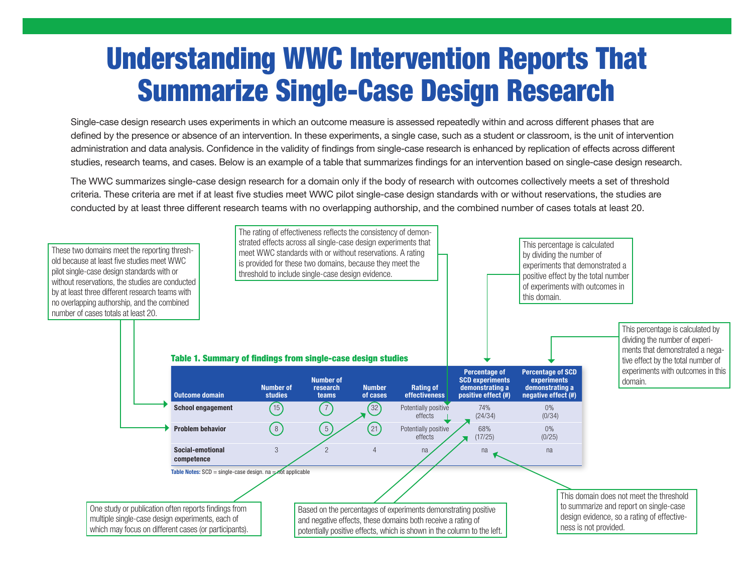# Understanding WWC Intervention Reports That Summarize Single-Case Design Research

Single-case design research uses experiments in which an outcome measure is assessed repeatedly within and across different phases that are defined by the presence or absence of an intervention. In these experiments, a single case, such as a student or classroom, is the unit of intervention administration and data analysis. Confidence in the validity of findings from single-case research is enhanced by replication of effects across different studies, research teams, and cases. Below is an example of a table that summarizes findings for an intervention based on single-case design research.

The WWC summarizes single-case design research for a domain only if the body of research with outcomes collectively meets a set of threshold criteria. These criteria are met if at least five studies meet WWC pilot single-case design standards with or without reservations, the studies are conducted by at least three different research teams with no overlapping authorship, and the combined number of cases totals at least 20.

These two domains meet the reporting threshold because at least five studies meet WWC pilot single-case design standards with or without reservations, the studies are conducted by at least three different research teams with no overlapping authorship, and the combined number of cases totals at least 20.

The rating of effectiveness reflects the consistency of demonstrated effects across all single-case design experiments that meet WWC standards with or without reservations. A rating is provided for these two domains, because they meet the threshold to include single-case design evidence.

This percentage is calculated by dividing the number of experiments that demonstrated a positive effect by the total number of experiments with outcomes in this domain.

This percentage is calculated by dividing the number of experiments that demonstrated a negative effect by the total number of experiments with outcomes in this domain.

**Table 1. Summary of findings from single-case design studies**

| Outcome domain | Number of studies | Number of research teams | Number of cases | Rating of effectiveness | Percentage of SCD experiments demonstrating a positive effect (#) | Percentage of SCD experiments demonstrating a negative effect (#) |
|---|---|---|---|---|---|---|
| **School engagement** | 15 | 7 | 32 | Potentially positive effects | 74% (24/34) | 0% (0/34) |
| **Problem behavior** | 8 | 5 | 21 | Potentially positive effects | 68% (17/25) | 0% (0/25) |
| **Social-emotional competence** | 3 | 2 | 4 | na | na | na |

**Table Notes:** SCD = single-case design. na = not applicable

One study or publication often reports findings from multiple single-case design experiments, each of which may focus on different cases (or participants).

Based on the percentages of experiments demonstrating positive and negative effects, these domains both receive a rating of potentially positive effects, which is shown in the column to the left.

This domain does not meet the threshold to summarize and report on single-case design evidence, so a rating of effectiveness is not provided.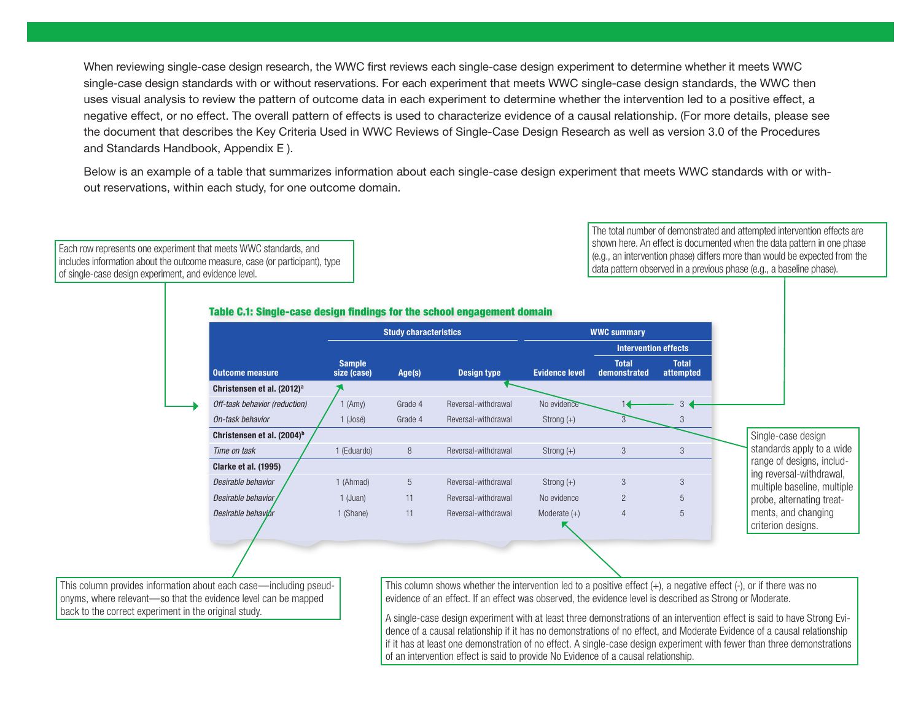When reviewing single-case design research, the WWC first reviews each single-case design experiment to determine whether it meets WWC single-case design standards with or without reservations. For each experiment that meets WWC single-case design standards, the WWC then uses visual analysis to review the pattern of outcome data in each experiment to determine whether the intervention led to a positive effect, a negative effect, or no effect. The overall pattern of effects is used to characterize evidence of a causal relationship. (For more details, please see the document that describes the Key Criteria Used in WWC Reviews of Single-Case Design Research as well as version 3.0 of the Procedures and Standards Handbook, Appendix E ).

Below is an example of a table that summarizes information about each single-case design experiment that meets WWC standards with or without reservations, within each study, for one outcome domain.

Each row represents one experiment that meets WWC standards, and includes information about the outcome measure, case (or participant), type of single-case design experiment, and evidence level.

The total number of demonstrated and attempted intervention effects are shown here. An effect is documented when the data pattern in one phase (e.g., an intervention phase) differs more than would be expected from the data pattern observed in a previous phase (e.g., a baseline phase).

**Table C.1: Single-case design findings for the school engagement domain**

| | Study characteristics | | | WWC summary | | |
|---|---|---|---|---|---|---|
| | | | | | Intervention effects | |
| Outcome measure | Sample size (case) | Age(s) | Design type | Evidence level | Total demonstrated | Total attempted |
| **Christensen et al. (2012)[a]** | | | | | | |
| *Off-task behavior (reduction)* | 1 (Amy) | Grade 4 | Reversal-withdrawal | No evidence | 1 | 3 |
| *On-task behavior* | 1 (José) | Grade 4 | Reversal-withdrawal | Strong (+) | 3 | 3 |
| **Christensen et al. (2004)[b]** | | | | | | |
| *Time on task* | 1 (Eduardo) | 8 | Reversal-withdrawal | Strong (+) | 3 | 3 |
| **Clarke et al. (1995)** | | | | | | |
| *Desirable behavior* | 1 (Ahmad) | 5 | Reversal-withdrawal | Strong (+) | 3 | 3 |
| *Desirable behavior* | 1 (Juan) | 11 | Reversal-withdrawal | No evidence | 2 | 5 |
| *Desirable behavior* | 1 (Shane) | 11 | Reversal-withdrawal | Moderate (+) | 4 | 5 |

Single-case design standards apply to a wide range of designs, including reversal-withdrawal, multiple baseline, multiple probe, alternating treatments, and changing criterion designs.

This column provides information about each case—including pseudonyms, where relevant—so that the evidence level can be mapped back to the correct experiment in the original study.

This column shows whether the intervention led to a positive effect (+), a negative effect (-), or if there was no evidence of an effect. If an effect was observed, the evidence level is described as Strong or Moderate.

A single-case design experiment with at least three demonstrations of an intervention effect is said to have Strong Evidence of a causal relationship if it has no demonstrations of no effect, and Moderate Evidence of a causal relationship if it has at least one demonstration of no effect. A single-case design experiment with fewer than three demonstrations of an intervention effect is said to provide No Evidence of a causal relationship.